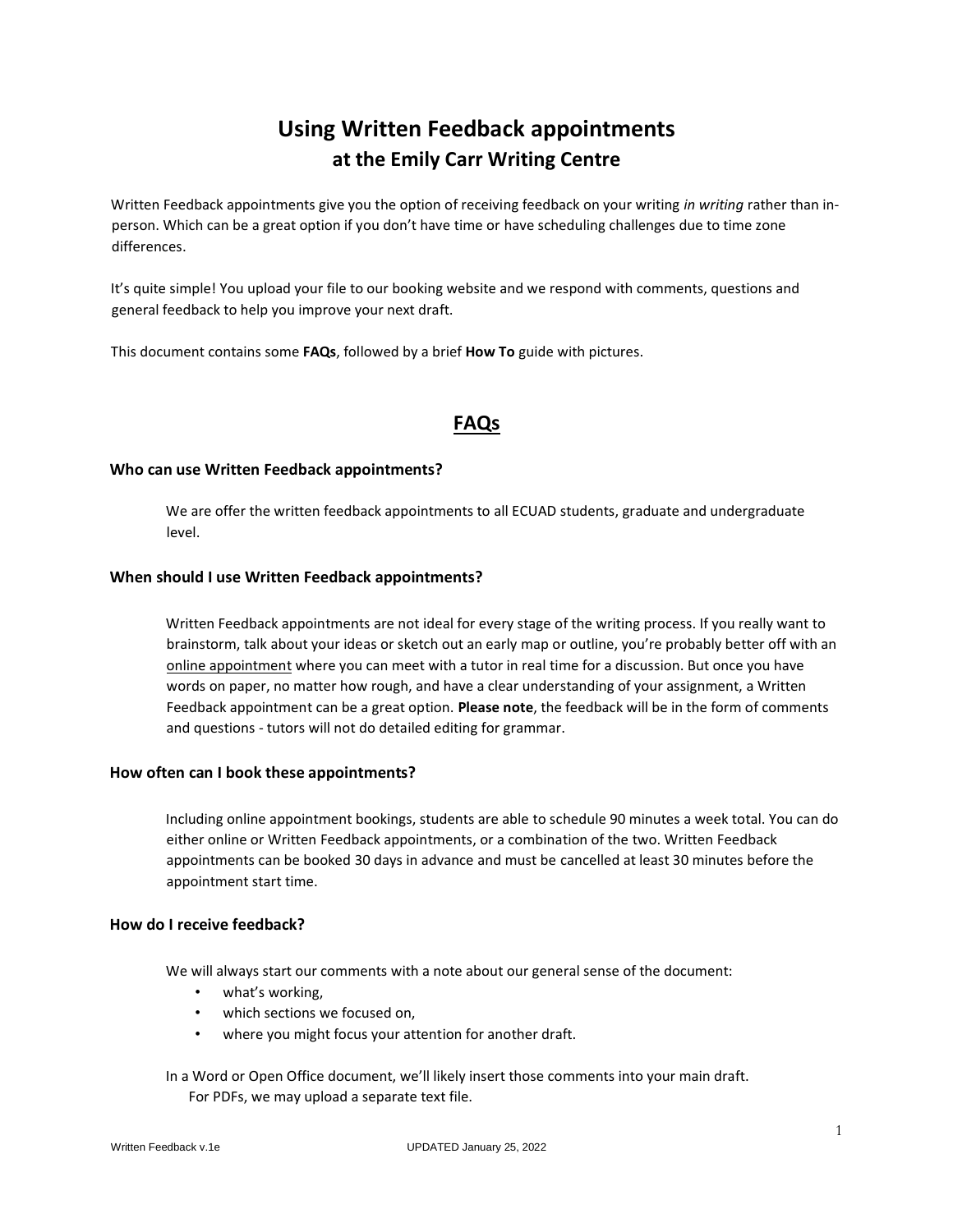# Using Written Feedback appointments
## at the Emily Carr Writing Centre

Written Feedback appointments give you the option of receiving feedback on your writing *in writing* rather than in-person. Which can be a great option if you don't have time or have scheduling challenges due to time zone differences.

It's quite simple! You upload your file to our booking website and we respond with comments, questions and general feedback to help you improve your next draft.

This document contains some **FAQs**, followed by a brief **How To** guide with pictures.

## FAQs

### Who can use Written Feedback appointments?

We are offer the written feedback appointments to all ECUAD students, graduate and undergraduate level.

### When should I use Written Feedback appointments?

Written Feedback appointments are not ideal for every stage of the writing process. If you really want to brainstorm, talk about your ideas or sketch out an early map or outline, you're probably better off with an online appointment where you can meet with a tutor in real time for a discussion. But once you have words on paper, no matter how rough, and have a clear understanding of your assignment, a Written Feedback appointment can be a great option. **Please note**, the feedback will be in the form of comments and questions - tutors will not do detailed editing for grammar.

### How often can I book these appointments?

Including online appointment bookings, students are able to schedule 90 minutes a week total. You can do either online or Written Feedback appointments, or a combination of the two. Written Feedback appointments can be booked 30 days in advance and must be cancelled at least 30 minutes before the appointment start time.

### How do I receive feedback?

We will always start our comments with a note about our general sense of the document:

- what's working,
- which sections we focused on,
- where you might focus your attention for another draft.

In a Word or Open Office document, we'll likely insert those comments into your main draft. For PDFs, we may upload a separate text file.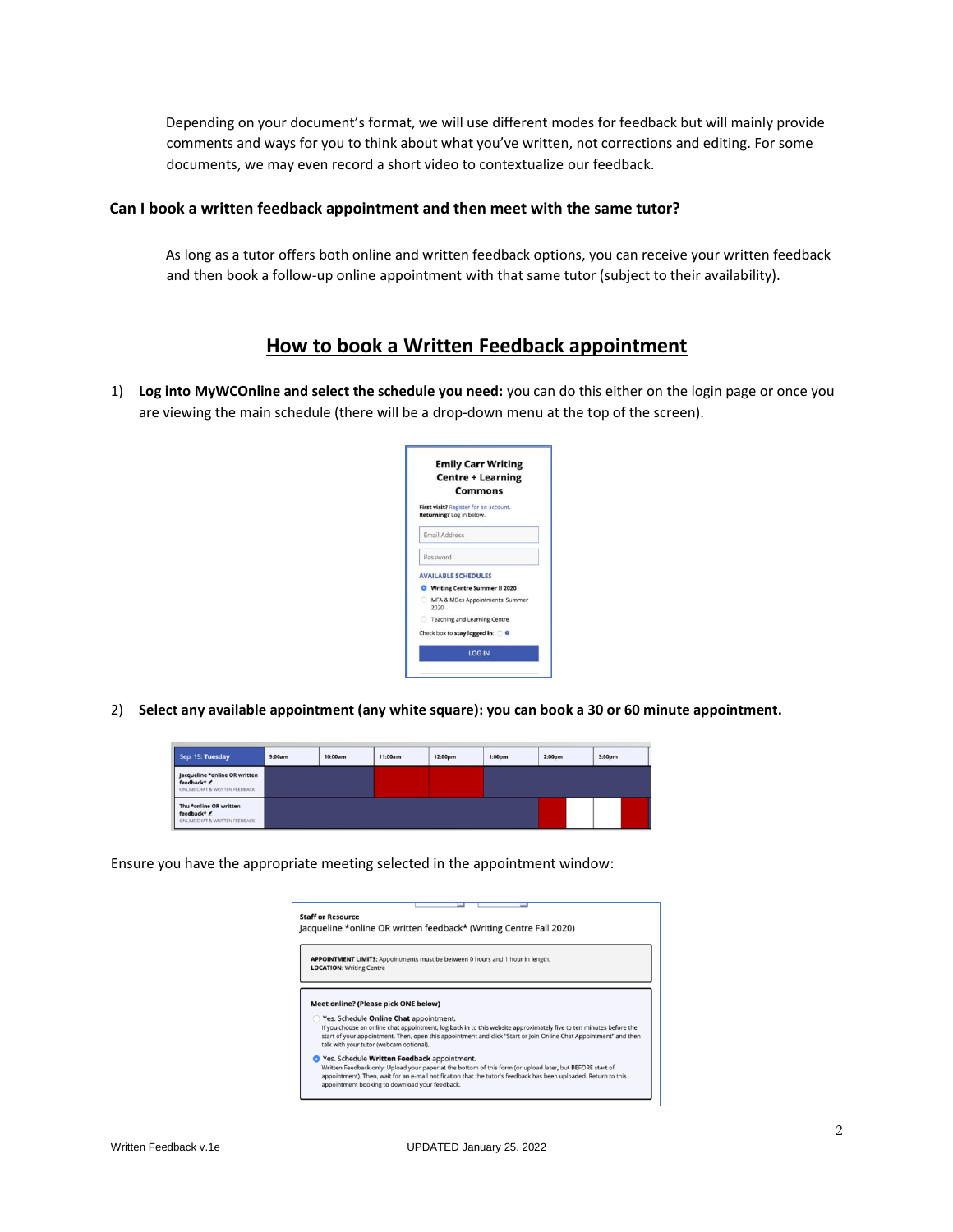Depending on your document's format, we will use different modes for feedback but will mainly provide comments and ways for you to think about what you've written, not corrections and editing. For some documents, we may even record a short video to contextualize our feedback.

**Can I book a written feedback appointment and then meet with the same tutor?**

As long as a tutor offers both online and written feedback options, you can receive your written feedback and then book a follow-up online appointment with that same tutor (subject to their availability).

## How to book a Written Feedback appointment

1) **Log into MyWCOnline and select the schedule you need:** you can do this either on the login page or once you are viewing the main schedule (there will be a drop-down menu at the top of the screen).

2) **Select any available appointment (any white square): you can book a 30 or 60 minute appointment.**

Ensure you have the appropriate meeting selected in the appointment window: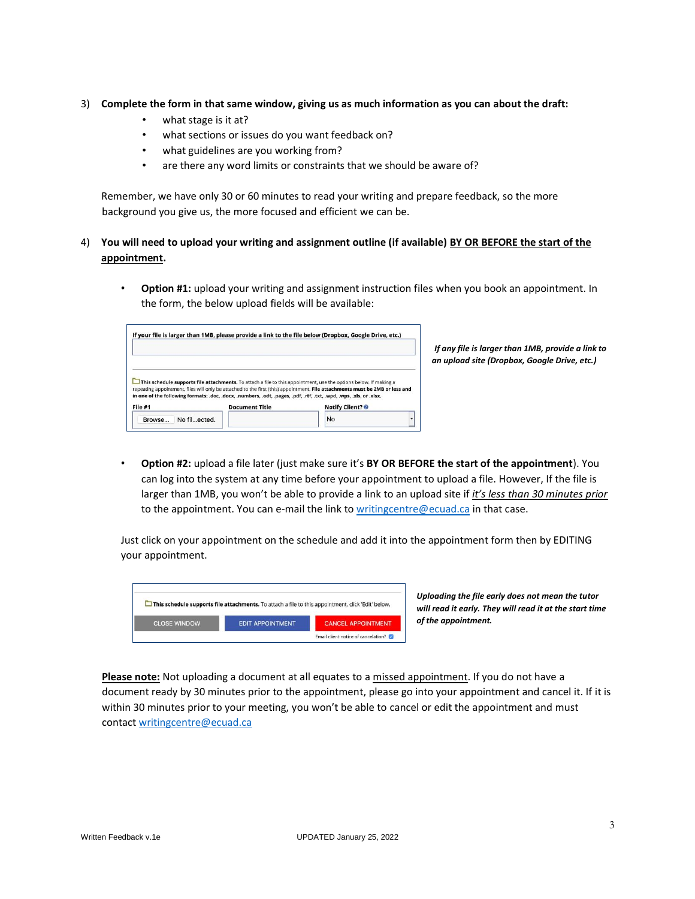3) **Complete the form in that same window, giving us as much information as you can about the draft:**
   - what stage is it at?
   - what sections or issues do you want feedback on?
   - what guidelines are you working from?
   - are there any word limits or constraints that we should be aware of?

   Remember, we have only 30 or 60 minutes to read your writing and prepare feedback, so the more background you give us, the more focused and efficient we can be.

4) **You will need to upload your writing and assignment outline (if available) <u>BY OR BEFORE the start of the appointment</u>.**

   - **Option #1:** upload your writing and assignment instruction files when you book an appointment. In the form, the below upload fields will be available:

     If your file is larger than 1MB, please provide a link to the file below (Dropbox, Google Drive, etc.)

     **This schedule supports file attachments.** To attach a file to this appointment, use the options below. If making a repeating appointment, files will only be attached to the first (this) appointment. **File attachments must be 2MB or less and in one of the following formats:** .doc, .docx, .numbers, .odt, .pages, .pdf, .rtf, .txt, .wpd, .wps, .xls, or .xlsx.

     | File #1 | Document Title | Notify Client? |
     |---|---|---|
     | Browse... No fil...ected. | | No |

     ***If any file is larger than 1MB, provide a link to an upload site (Dropbox, Google Drive, etc.)***

   - **Option #2:** upload a file later (just make sure it's **BY OR BEFORE the start of the appointment**). You can log into the system at any time before your appointment to upload a file. However, If the file is larger than 1MB, you won't be able to provide a link to an upload site if *<u>it's less than 30 minutes prior</u>* to the appointment. You can e-mail the link to writingcentre@ecuad.ca in that case.

   Just click on your appointment on the schedule and add it into the appointment form then by EDITING your appointment.

   **This schedule supports file attachments.** To attach a file to this appointment, click 'Edit' below.

   CLOSE WINDOW | EDIT APPOINTMENT | CANCEL APPOINTMENT

   Email client notice of cancelation?

   ***Uploading the file early does not mean the tutor will read it early. They will read it at the start time of the appointment.***

**<u>Please note:</u>** Not uploading a document at all equates to a <u>missed appointment</u>. If you do not have a document ready by 30 minutes prior to the appointment, please go into your appointment and cancel it. If it is within 30 minutes prior to your meeting, you won't be able to cancel or edit the appointment and must contact writingcentre@ecuad.ca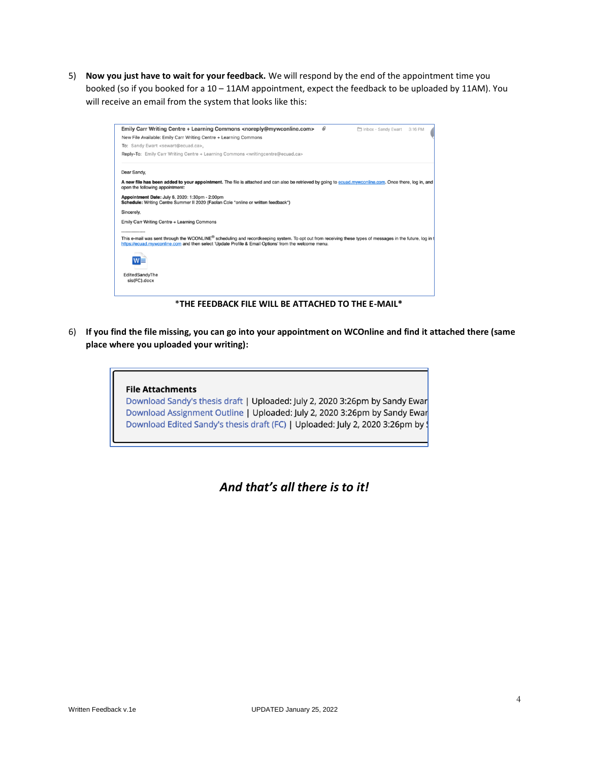5) **Now you just have to wait for your feedback.** We will respond by the end of the appointment time you booked (so if you booked for a 10 – 11AM appointment, expect the feedback to be uploaded by 11AM). You will receive an email from the system that looks like this:

Emily Carr Writing Centre + Learning Commons <noreply@mywconline.com>
Inbox - Sandy Ewart 3:16 PM
New File Available: Emily Carr Writing Centre + Learning Commons
To: Sandy Ewart <sewart@ecuad.ca>,
Reply-To: Emily Carr Writing Centre + Learning Commons <writingcentre@ecuad.ca>

Dear Sandy,

**A new file has been added to your appointment.** The file is attached and can also be retrieved by going to ecuad.mywconline.com. Once there, log in, and open the following appointment:

**Appointment Date:** July 6, 2020: 1:30pm - 2:00pm
**Schedule:** Writing Centre Summer II 2020 (Faolan Cole *online or written feedback*)

Sincerely,

Emily Carr Writing Centre + Learning Commons

---------------

This e-mail was sent through the WCONLINE® scheduling and recordkeeping system. To opt out from receiving these types of messages in the future, log in t https://ecuad.mywconline.com and then select 'Update Profile & Email Options' from the welcome menu.

EditedSandyThesis(FC).docx

*THE FEEDBACK FILE WILL BE ATTACHED TO THE E-MAIL*

6) **If you find the file missing, you can go into your appointment on WCOnline and find it attached there (same place where you uploaded your writing):**

**File Attachments**
Download Sandy's thesis draft | Uploaded: July 2, 2020 3:26pm by Sandy Ewar
Download Assignment Outline | Uploaded: July 2, 2020 3:26pm by Sandy Ewar
Download Edited Sandy's thesis draft (FC) | Uploaded: July 2, 2020 3:26pm by S

***And that's all there is to it!***

Written Feedback v.1e UPDATED January 25, 2022